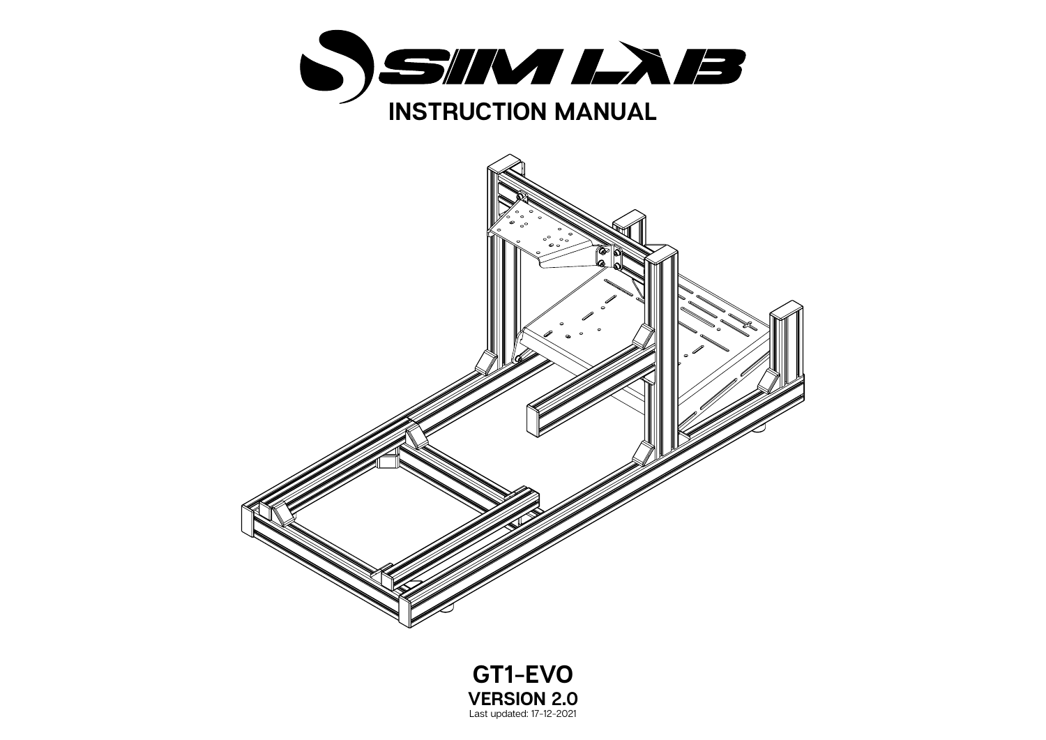# SIM LAB

## INSTRUCTION MANUAL

**GT1-EVO**

**VERSION 2.0**

Last updated: 17-12-2021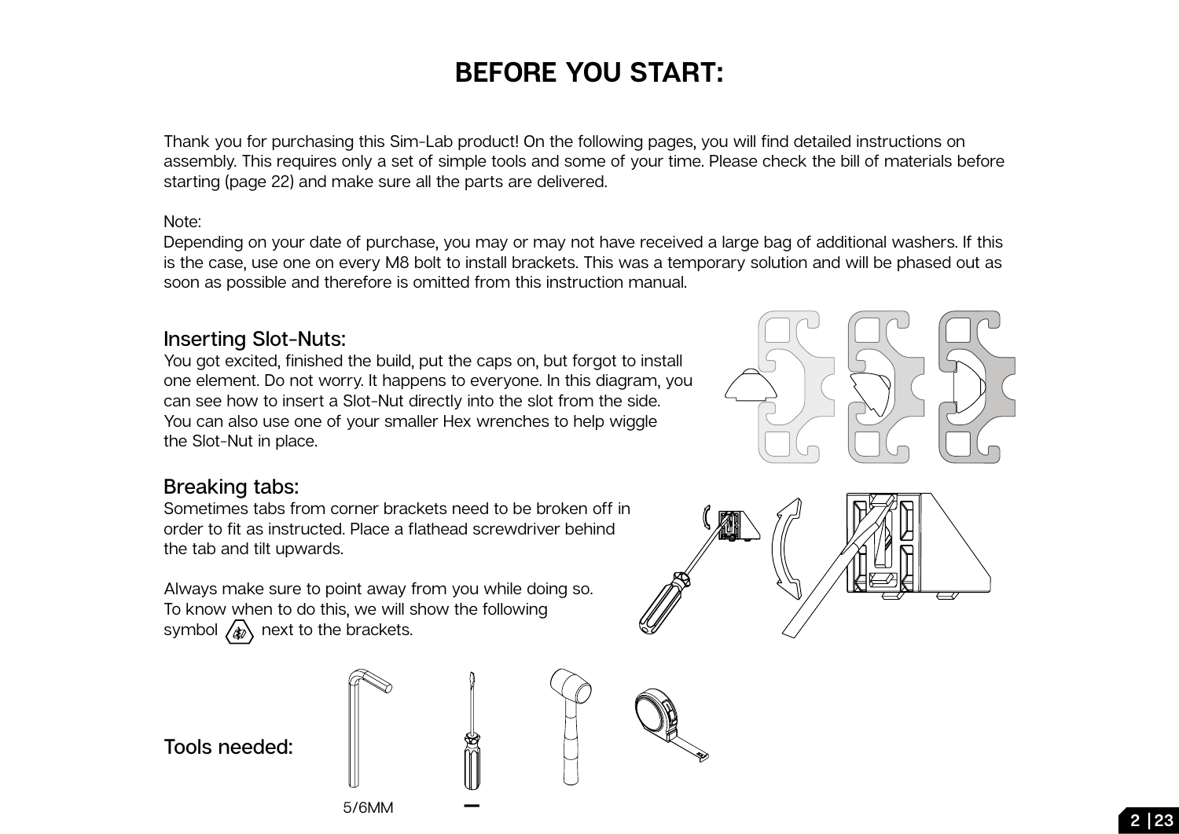# BEFORE YOU START:

Thank you for purchasing this Sim-Lab product! On the following pages, you will find detailed instructions on assembly. This requires only a set of simple tools and some of your time. Please check the bill of materials before starting (page 22) and make sure all the parts are delivered.

Note:
Depending on your date of purchase, you may or may not have received a large bag of additional washers. If this is the case, use one on every M8 bolt to install brackets. This was a temporary solution and will be phased out as soon as possible and therefore is omitted from this instruction manual.

## Inserting Slot-Nuts:

You got excited, finished the build, put the caps on, but forgot to install one element. Do not worry. It happens to everyone. In this diagram, you can see how to insert a Slot-Nut directly into the slot from the side. You can also use one of your smaller Hex wrenches to help wiggle the Slot-Nut in place.

## Breaking tabs:

Sometimes tabs from corner brackets need to be broken off in order to fit as instructed. Place a flathead screwdriver behind the tab and tilt upwards.

Always make sure to point away from you while doing so. To know when to do this, we will show the following symbol next to the brackets.

## Tools needed:

5/6MM

–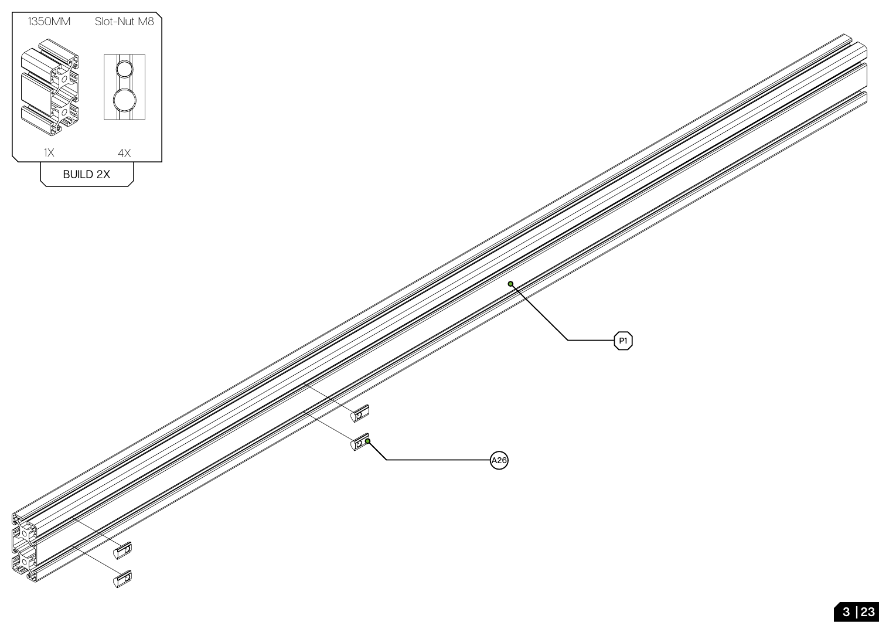| 1350MM | Slot-Nut M8 |
| --- | --- |
| 1X | 4X |

BUILD 2X

P1

A26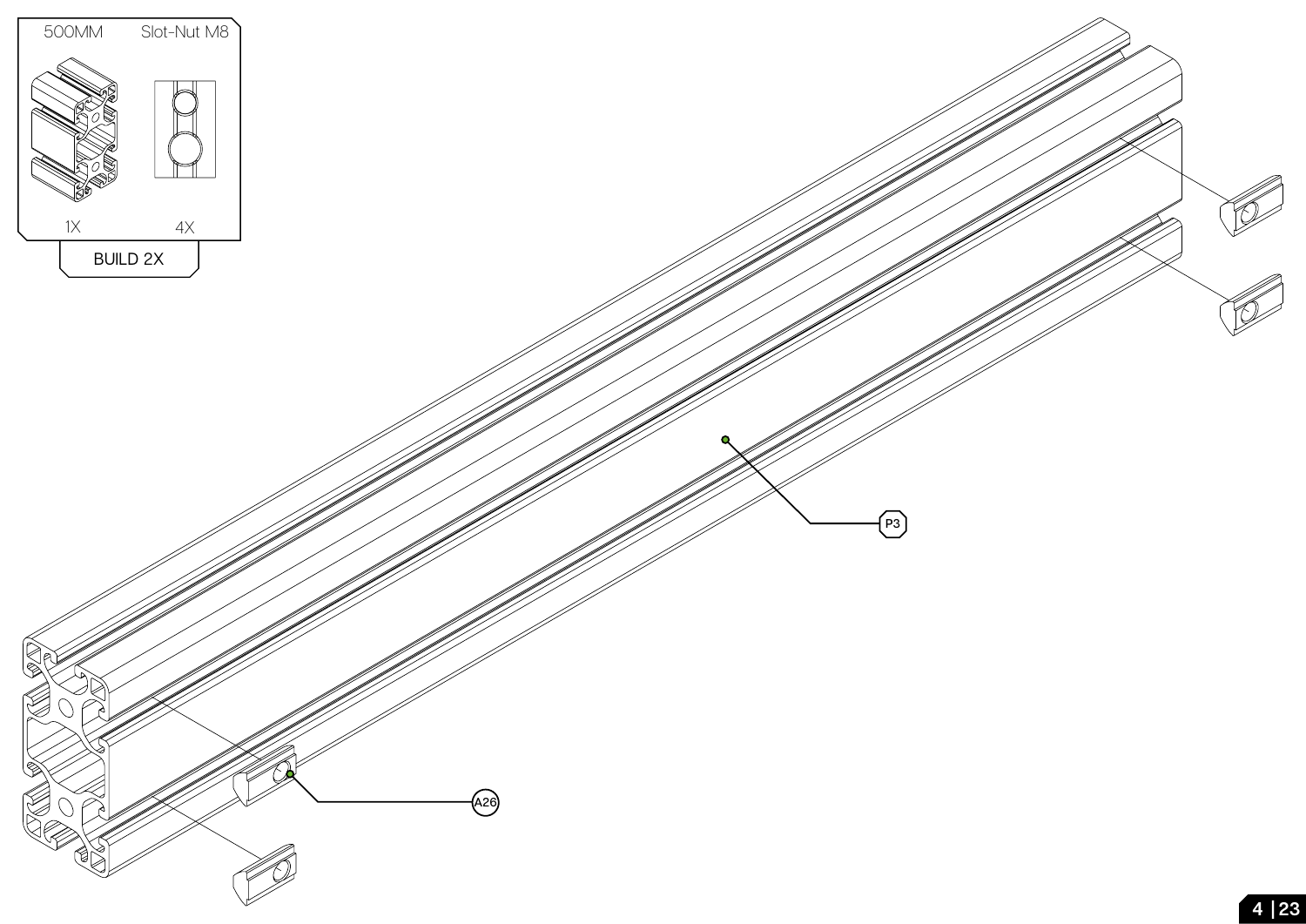| 500MM | Slot-Nut M8 |
| --- | --- |
| 1X | 4X |

BUILD 2X

P3

A26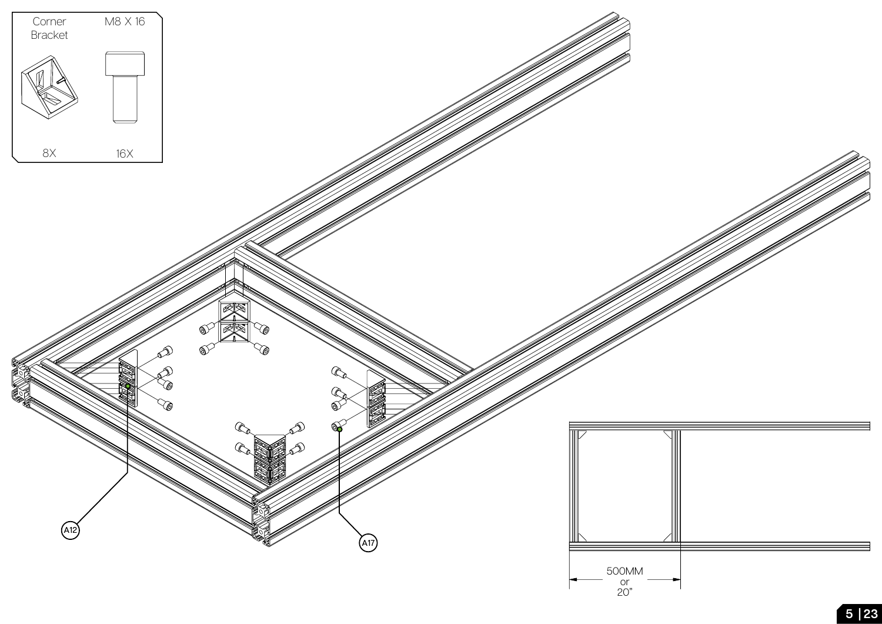| Corner Bracket | M8 X 16 |
| --- | --- |
| 8X | 16X |

A12

A17

500MM or 20"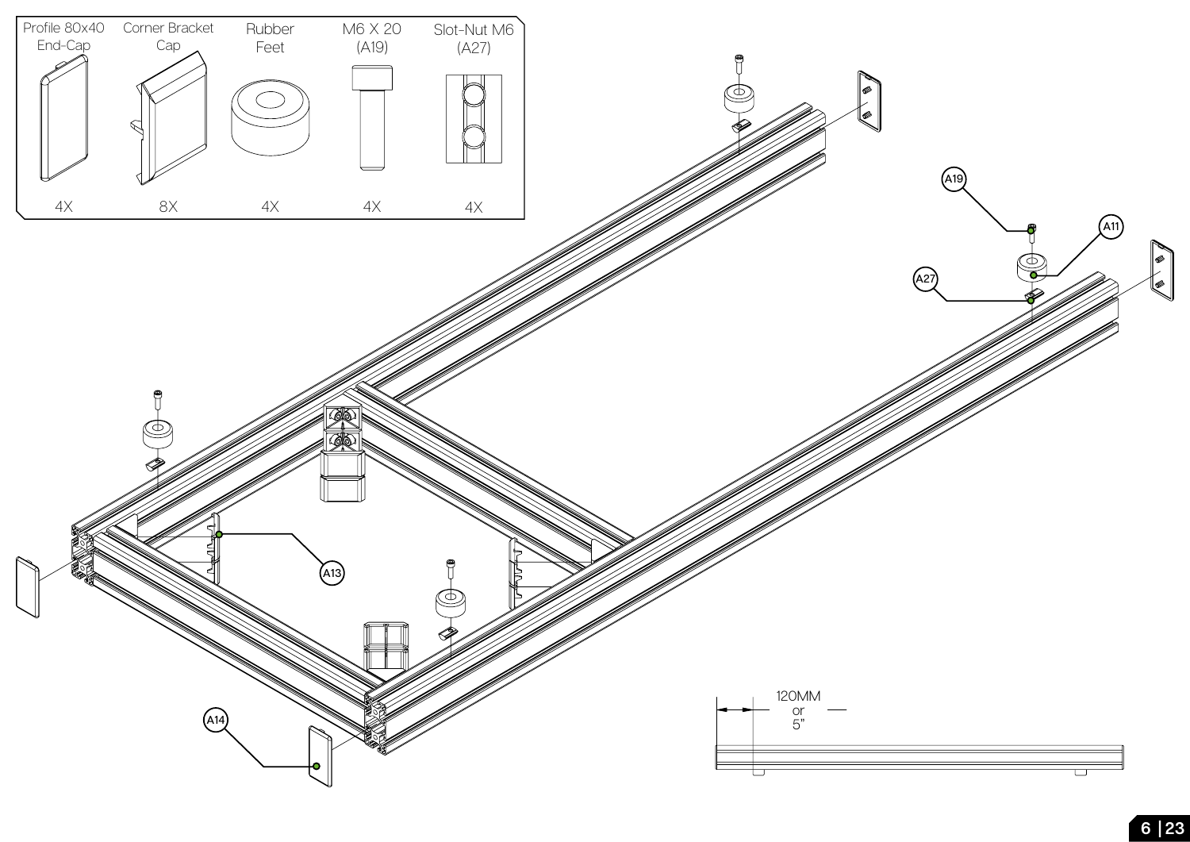| Profile 80x40 End-Cap | Corner Bracket Cap | Rubber Feet | M6 X 20 (A19) | Slot-Nut M6 (A27) |
|---|---|---|---|---|
| 4X | 8X | 4X | 4X | 4X |

A19

A11

A27

A13

A14

120MM
or
5"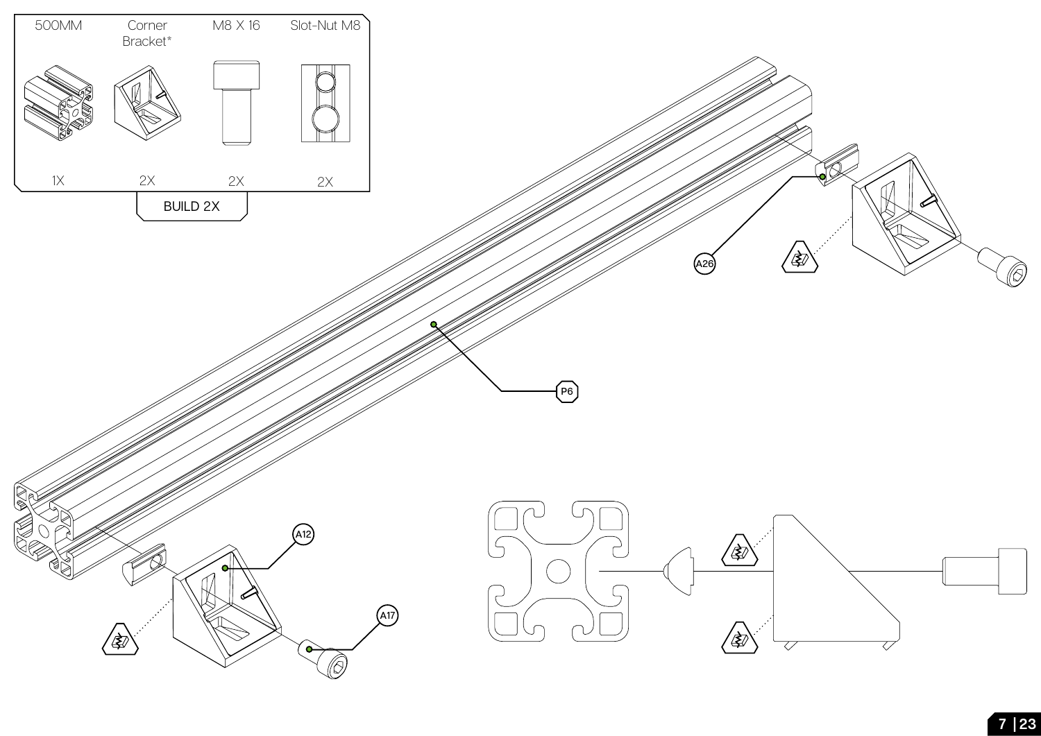| 500MM | Corner Bracket* | M8 X 16 | Slot-Nut M8 |
|---|---|---|---|
| 1X | 2X | 2X | 2X |

BUILD 2X

A26

P6

A12

A17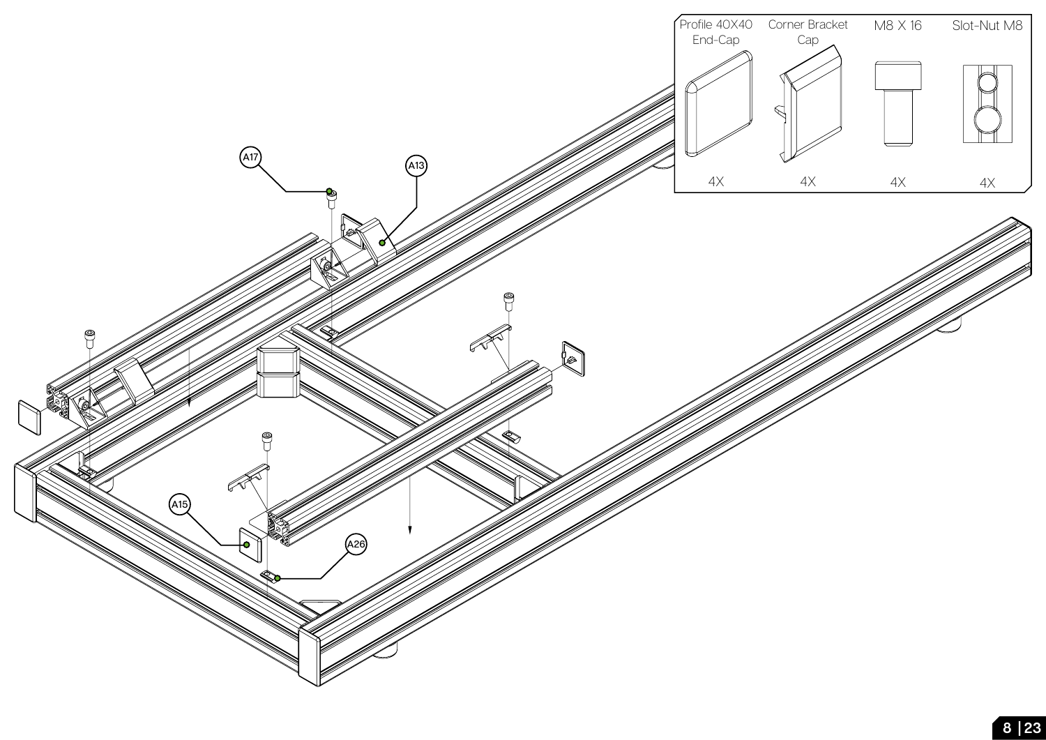| Profile 40X40 End-Cap | Corner Bracket Cap | M8 X 16 | Slot-Nut M8 |
| --- | --- | --- | --- |
| 4X | 4X | 4X | 4X |

A17

A13

A15

A26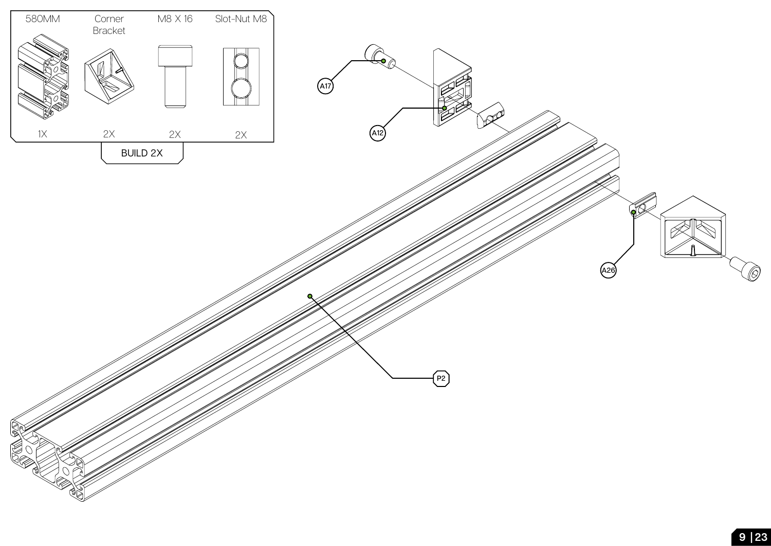| 580MM | Corner Bracket | M8 X 16 | Slot-Nut M8 |
| --- | --- | --- | --- |
| 1X | 2X | 2X | 2X |

BUILD 2X

A17

A12

A26

P2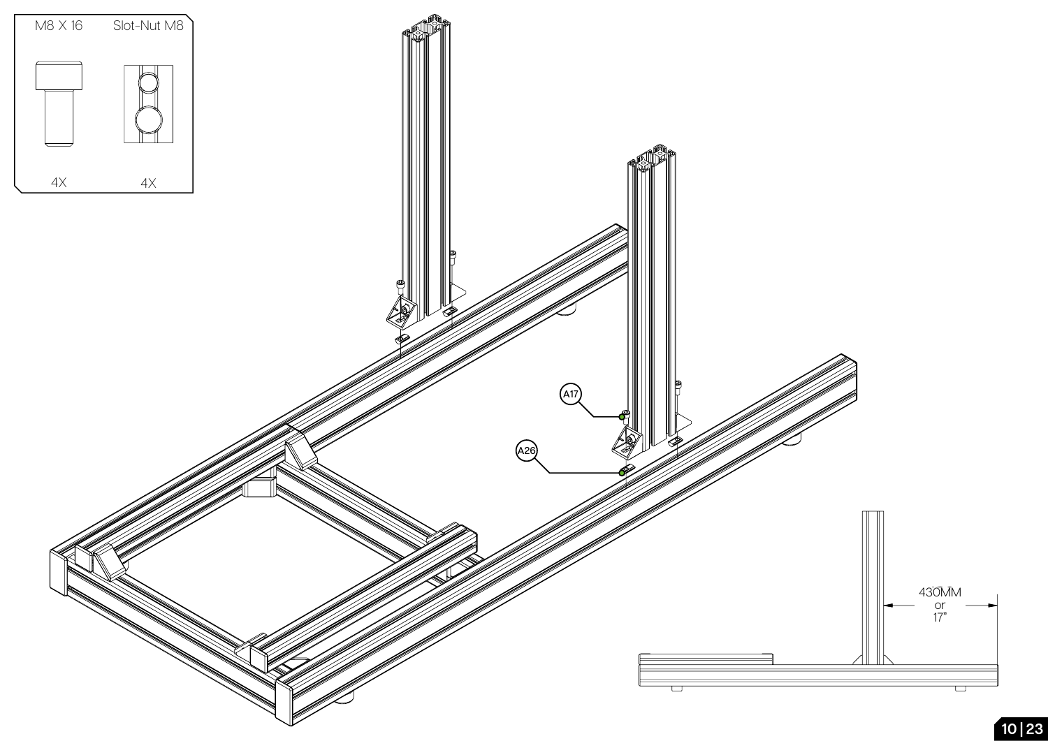| M8 X 16 | Slot-Nut M8 |
|---|---|
| 4X | 4X |

A17

A26

430MM
or
17"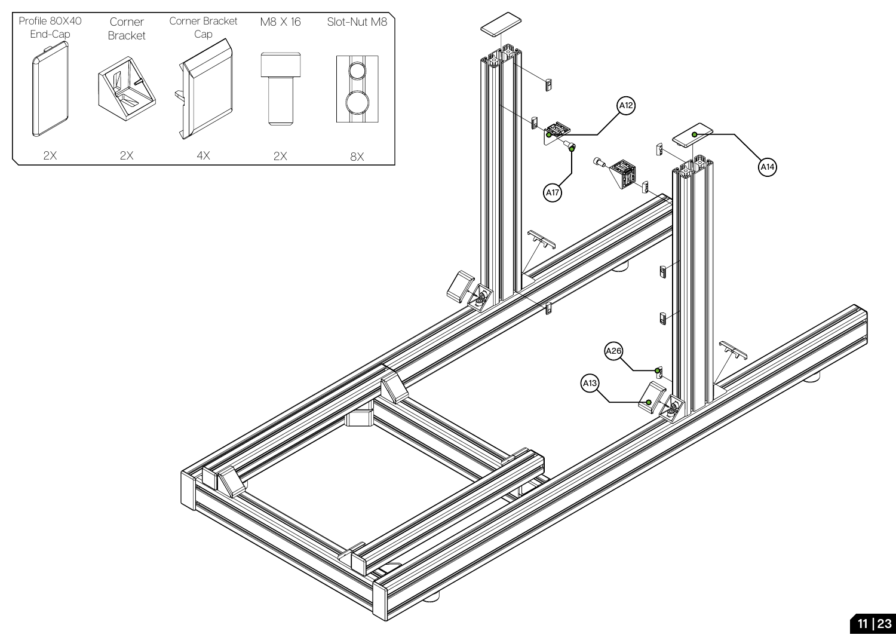| Profile 80X40 End-Cap | Corner Bracket | Corner Bracket Cap | M8 X 16 | Slot-Nut M8 |
|---|---|---|---|---|
| 2X | 2X | 4X | 2X | 8X |

A12

A14

A17

A26

A13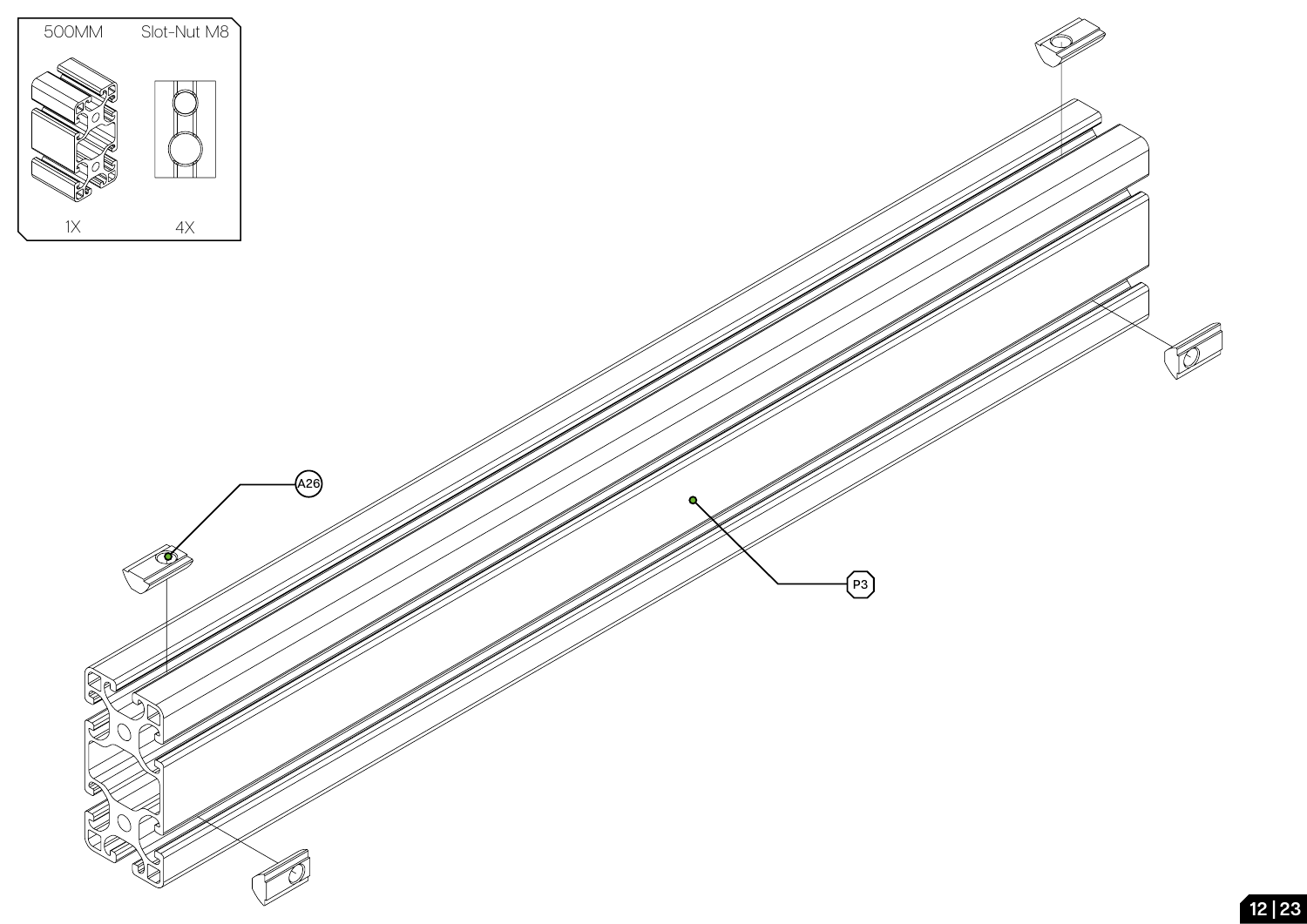| 500MM | Slot-Nut M8 |
| --- | --- |
| 1X | 4X |

A26

P3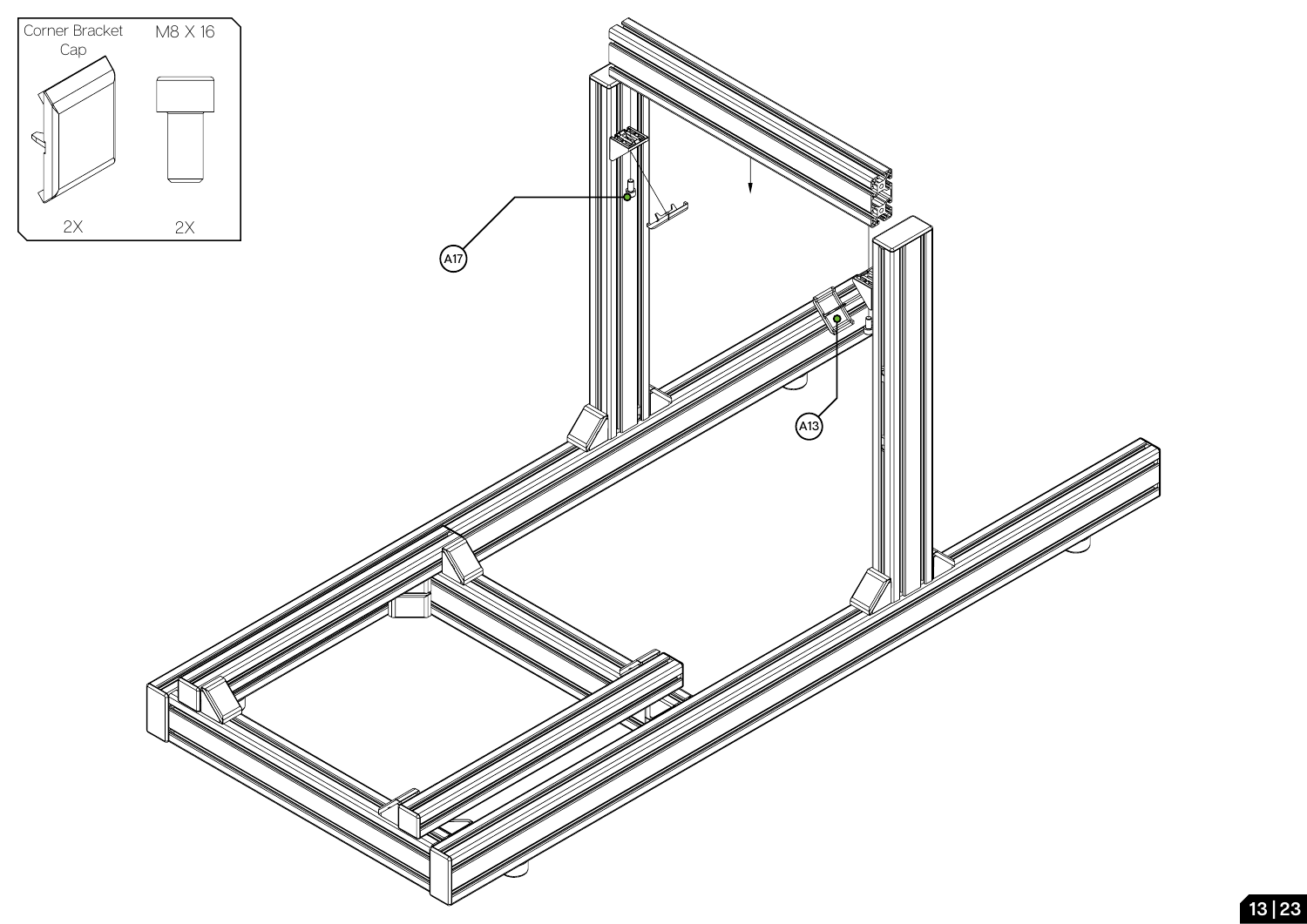| Corner Bracket Cap | M8 X 16 |
| --- | --- |
| 2X | 2X |

A17

A13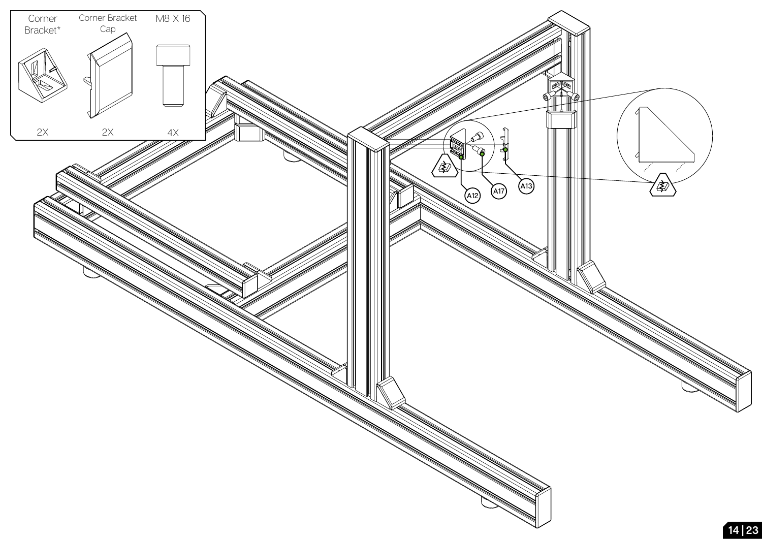| Corner Bracket* | Corner Bracket Cap | M8 X 16 |
| --- | --- | --- |
| 2X | 2X | 4X |

A12

A17

A13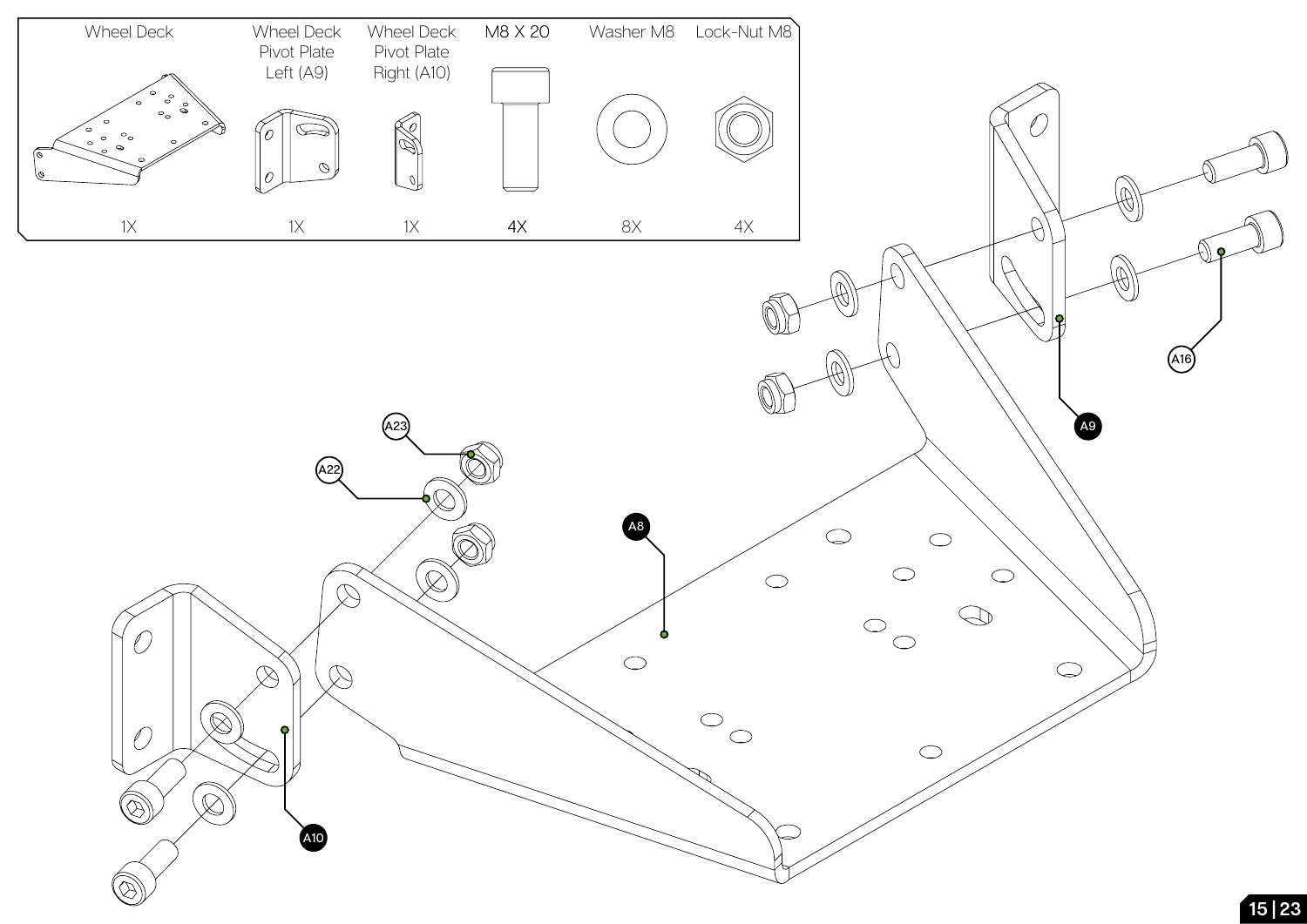| Wheel Deck | Wheel Deck Pivot Plate Left (A9) | Wheel Deck Pivot Plate Right (A10) | M8 X 20 | Washer M8 | Lock-Nut M8 |
|---|---|---|---|---|---|
| 1X | 1X | 1X | 4X | 8X | 4X |

A23

A22

A8

A9

A16

A10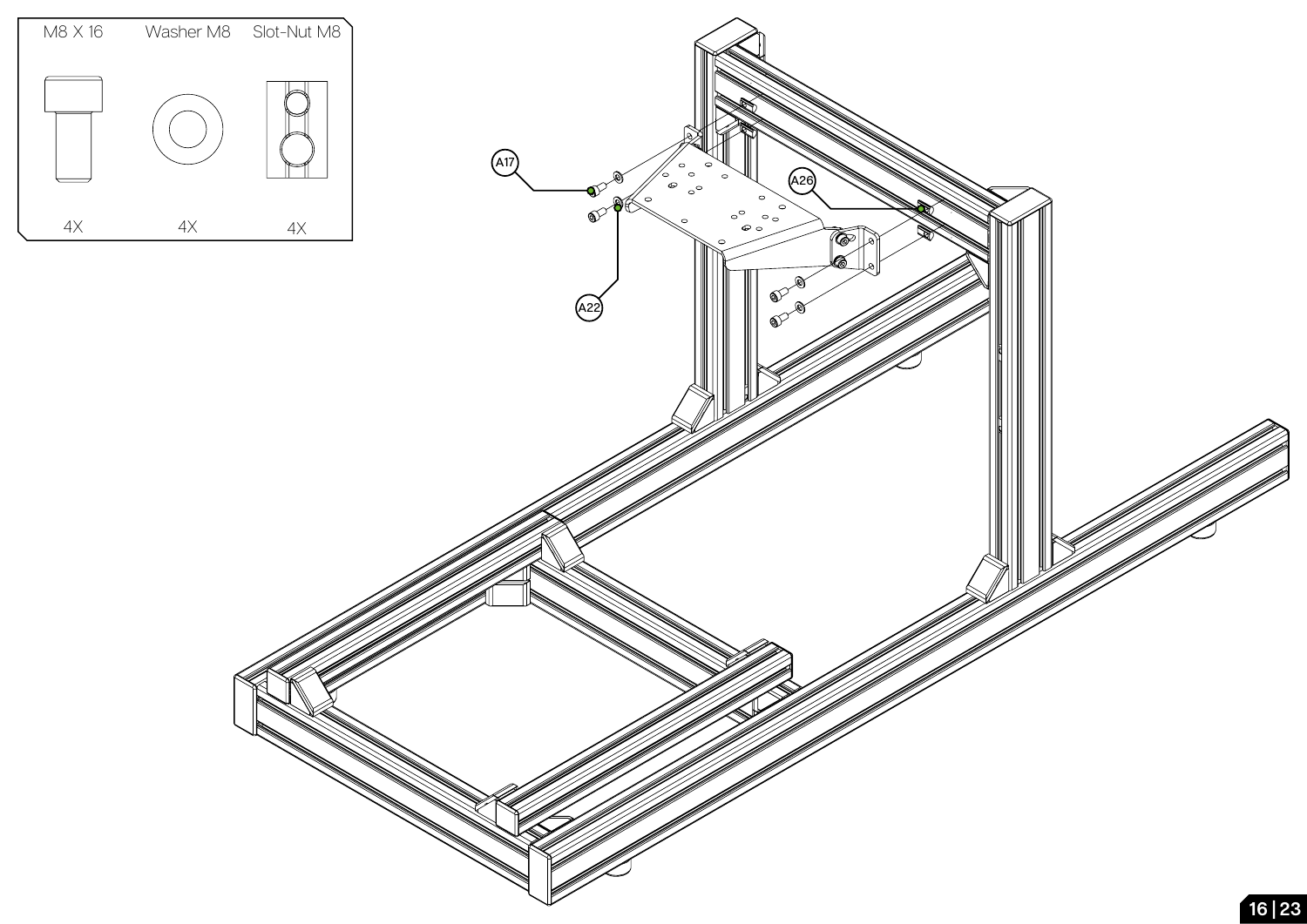| M8 X 16 | Washer M8 | Slot-Nut M8 |
| --- | --- | --- |
| 4X | 4X | 4X |

A17

A26

A22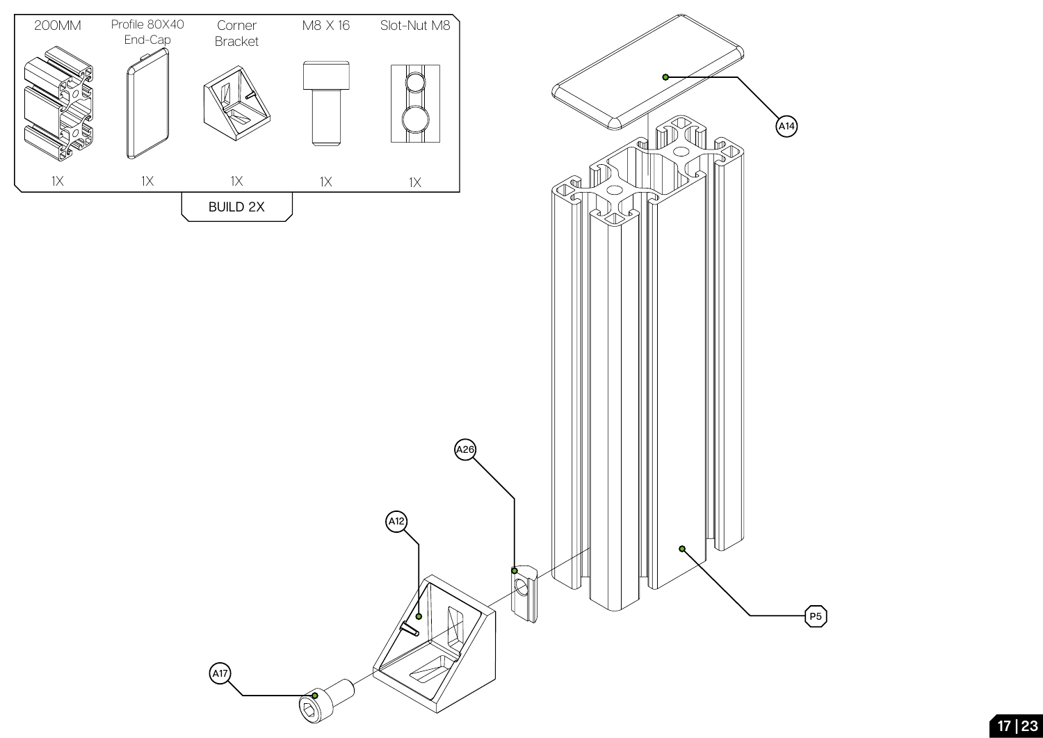| 200MM | Profile 80X40 End-Cap | Corner Bracket | M8 X 16 | Slot-Nut M8 |
|---|---|---|---|---|
| 1X | 1X | 1X | 1X | 1X |

BUILD 2X

A14

A26

A12

A17

P5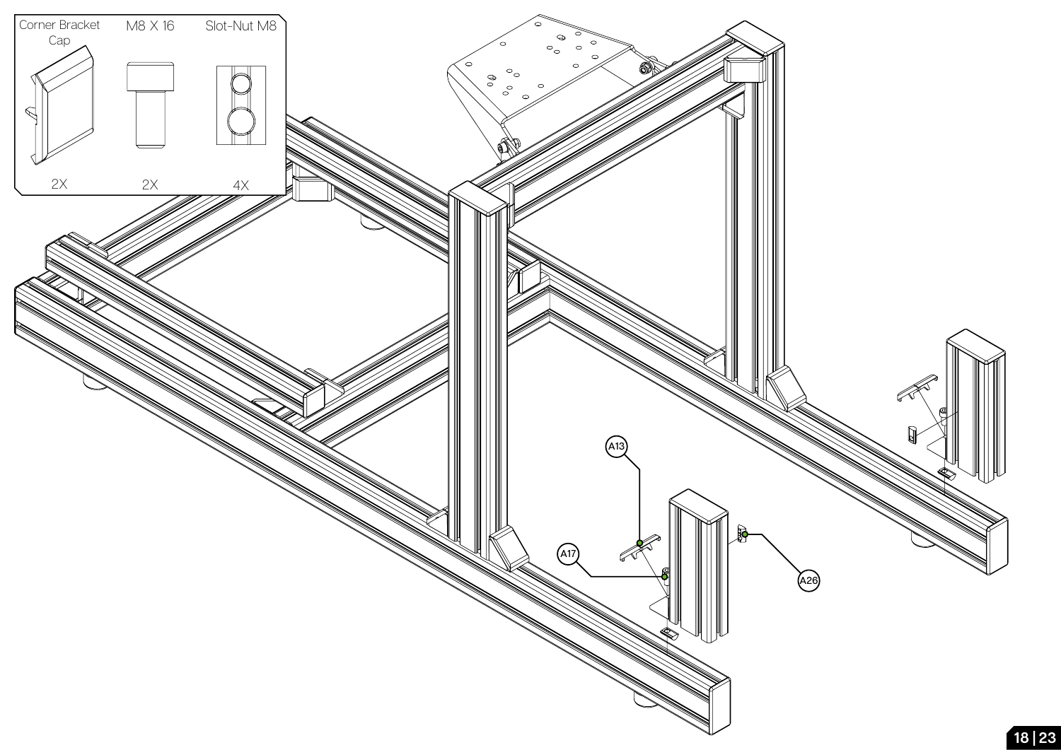| Corner Bracket Cap | M8 X 16 | Slot-Nut M8 |
|---|---|---|
| 2X | 2X | 4X |

A13

A17

A26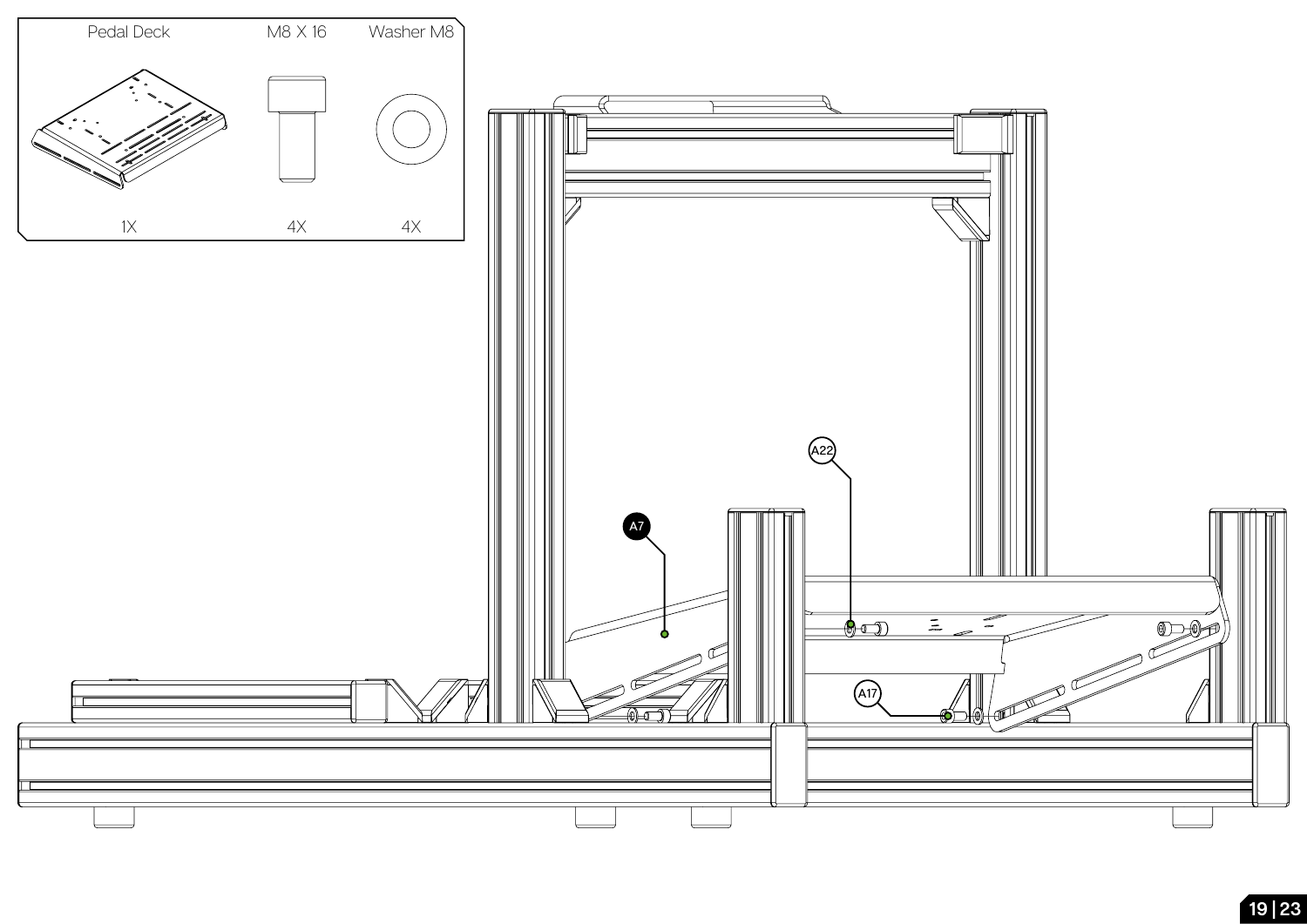| Pedal Deck | M8 X 16 | Washer M8 |
| --- | --- | --- |
| 1X | 4X | 4X |

A7

A22

A17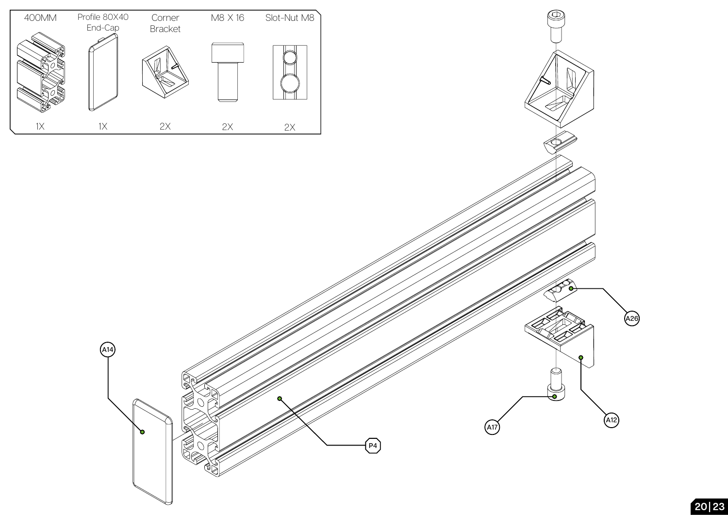| 400MM | Profile 80X40 End-Cap | Corner Bracket | M8 X 16 | Slot-Nut M8 |
|---|---|---|---|---|
| 1X | 1X | 2X | 2X | 2X |

A14

P4

A26

A12

A17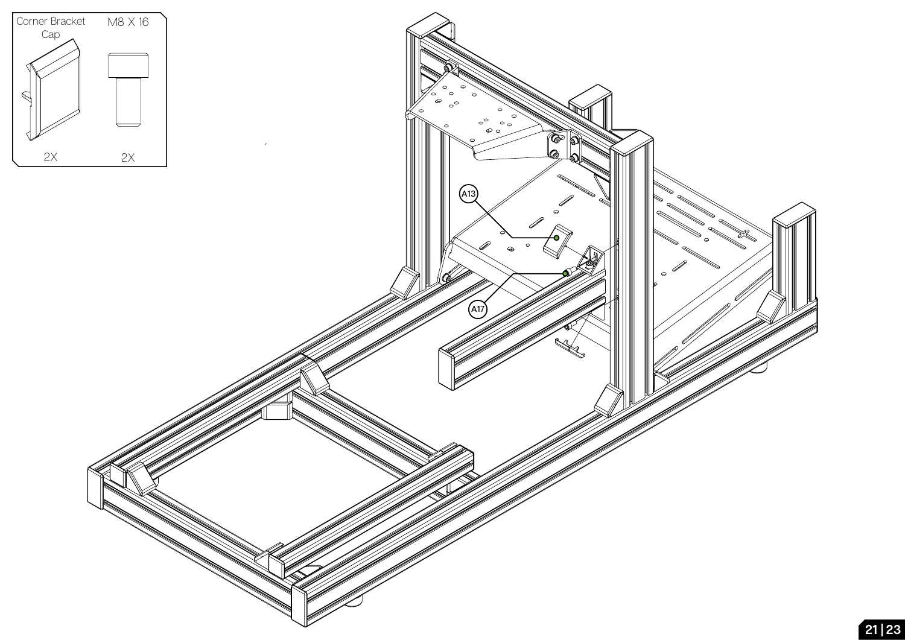| Corner Bracket Cap | M8 X 16 |
| --- | --- |
| 2X | 2X |

A13

A17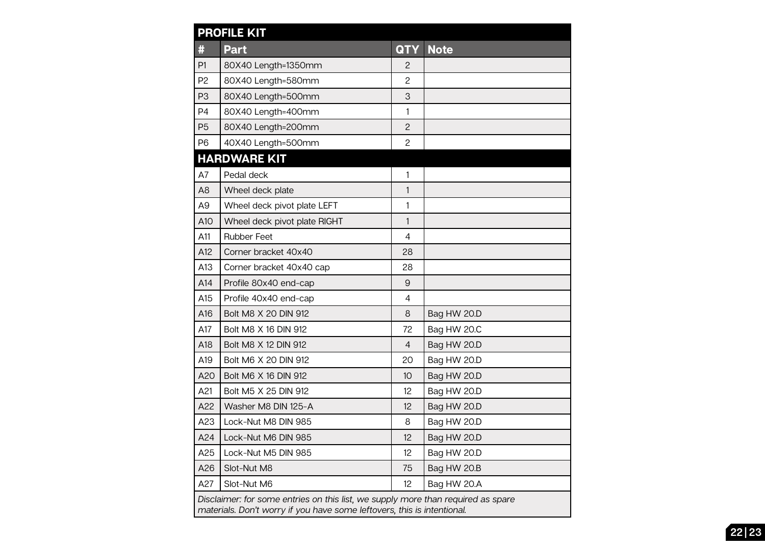| PROFILE KIT | | | |
|---|---|---|---|
| **#** | **Part** | **QTY** | **Note** |
| P1 | 80X40 Length=1350mm | 2 | |
| P2 | 80X40 Length=580mm | 2 | |
| P3 | 80X40 Length=500mm | 3 | |
| P4 | 80X40 Length=400mm | 1 | |
| P5 | 80X40 Length=200mm | 2 | |
| P6 | 40X40 Length=500mm | 2 | |
| **HARDWARE KIT** | | | |
| A7 | Pedal deck | 1 | |
| A8 | Wheel deck plate | 1 | |
| A9 | Wheel deck pivot plate LEFT | 1 | |
| A10 | Wheel deck pivot plate RIGHT | 1 | |
| A11 | Rubber Feet | 4 | |
| A12 | Corner bracket 40x40 | 28 | |
| A13 | Corner bracket 40x40 cap | 28 | |
| A14 | Profile 80x40 end-cap | 9 | |
| A15 | Profile 40x40 end-cap | 4 | |
| A16 | Bolt M8 X 20 DIN 912 | 8 | Bag HW 20.D |
| A17 | Bolt M8 X 16 DIN 912 | 72 | Bag HW 20.C |
| A18 | Bolt M8 X 12 DIN 912 | 4 | Bag HW 20.D |
| A19 | Bolt M6 X 20 DIN 912 | 20 | Bag HW 20.D |
| A20 | Bolt M6 X 16 DIN 912 | 10 | Bag HW 20.D |
| A21 | Bolt M5 X 25 DIN 912 | 12 | Bag HW 20.D |
| A22 | Washer M8 DIN 125-A | 12 | Bag HW 20.D |
| A23 | Lock-Nut M8 DIN 985 | 8 | Bag HW 20.D |
| A24 | Lock-Nut M6 DIN 985 | 12 | Bag HW 20.D |
| A25 | Lock-Nut M5 DIN 985 | 12 | Bag HW 20.D |
| A26 | Slot-Nut M8 | 75 | Bag HW 20.B |
| A27 | Slot-Nut M6 | 12 | Bag HW 20.A |

*Disclaimer: for some entries on this list, we supply more than required as spare materials. Don't worry if you have some leftovers, this is intentional.*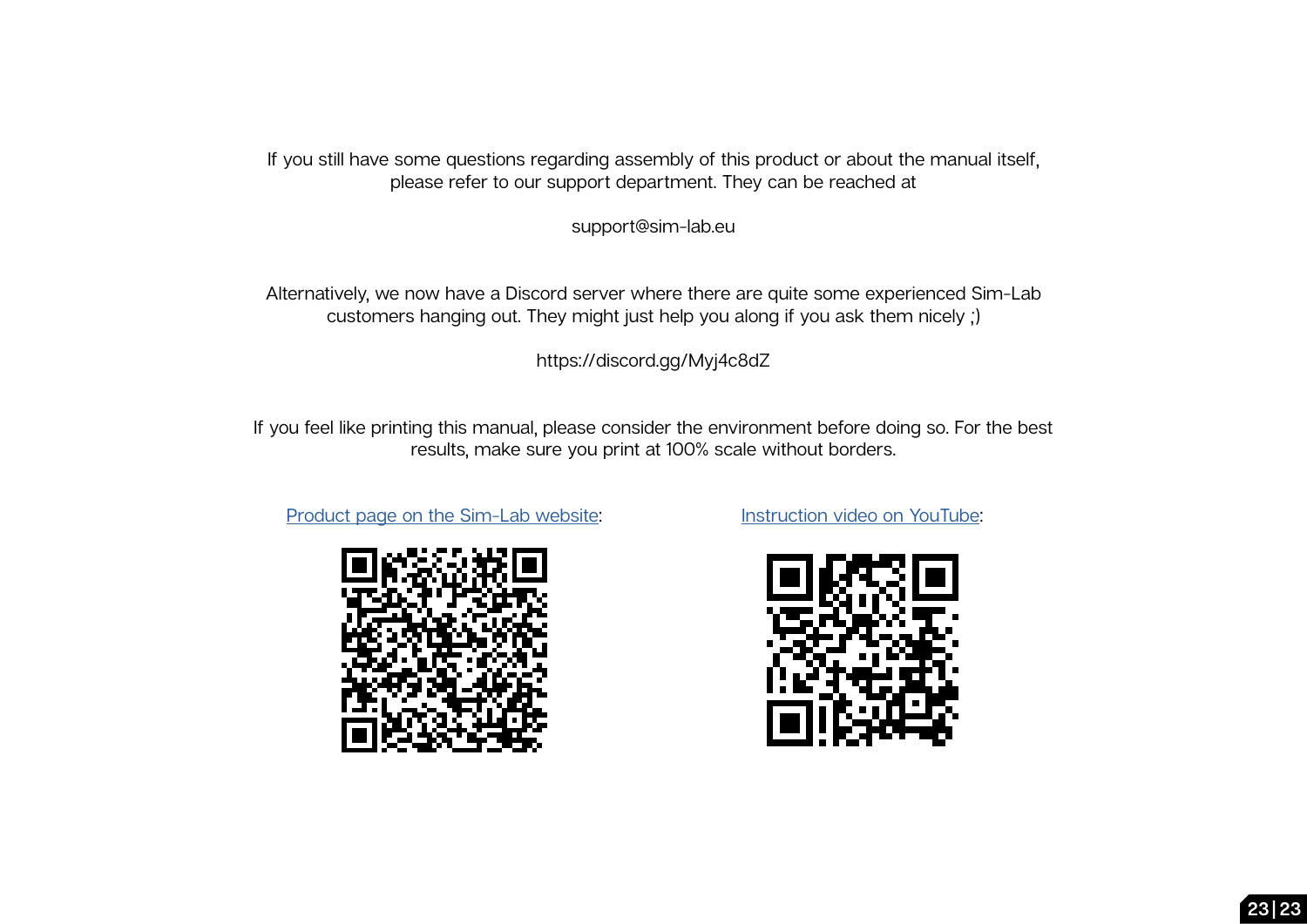If you still have some questions regarding assembly of this product or about the manual itself, please refer to our support department. They can be reached at

support@sim-lab.eu

Alternatively, we now have a Discord server where there are quite some experienced Sim-Lab customers hanging out. They might just help you along if you ask them nicely ;)

https://discord.gg/Myj4c8dZ

If you feel like printing this manual, please consider the environment before doing so. For the best results, make sure you print at 100% scale without borders.

Product page on the Sim-Lab website:

Instruction video on YouTube: